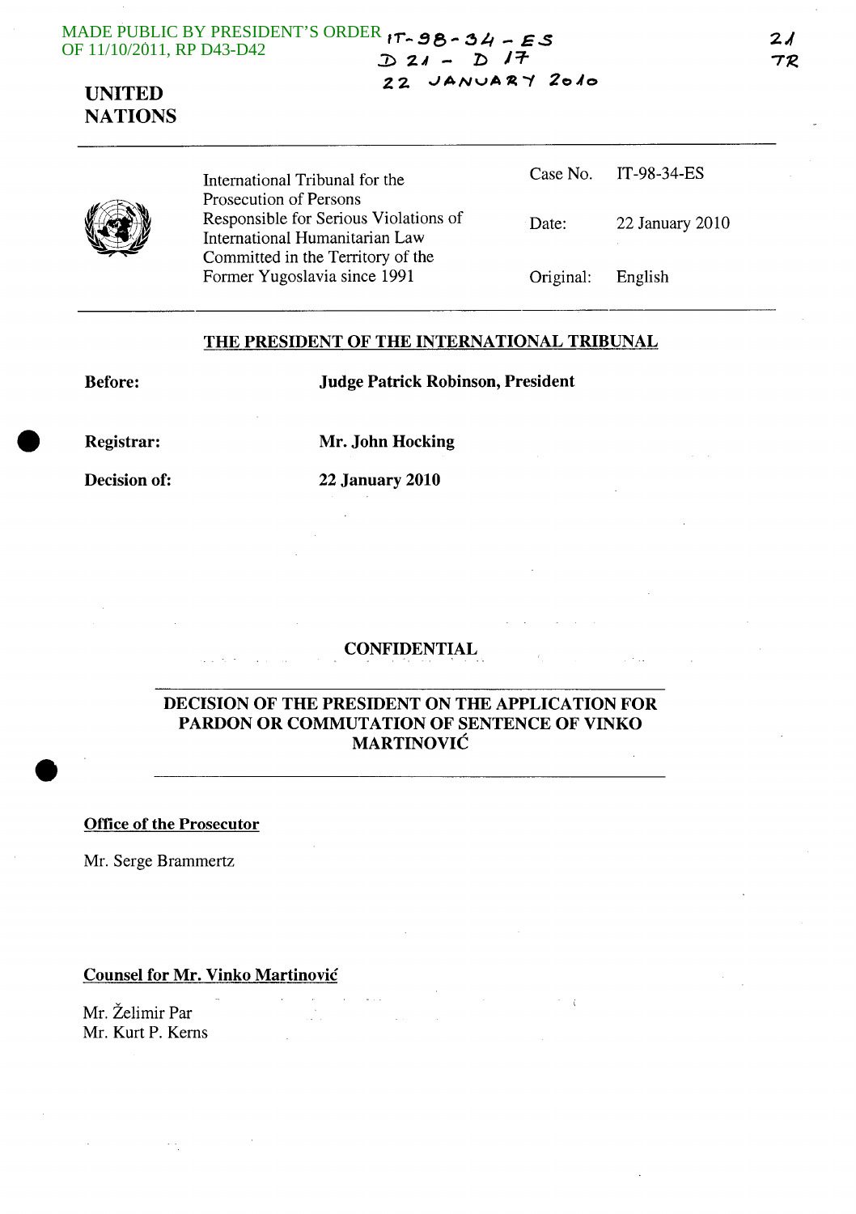MADE PUBLIC BY PRESIDENT'S ORDER OF 11/10/2011, RP D43-D42

IT-98-34-ES
D 21 - D 17
22 JANUARY 2010

21
TR

**UNITED NATIONS**

| | | |
|---|---|---|
| International Tribunal for the Prosecution of Persons Responsible for Serious Violations of International Humanitarian Law Committed in the Territory of the Former Yugoslavia since 1991 | Case No. | IT-98-34-ES |
| | Date: | 22 January 2010 |
| | Original: | English |

## THE PRESIDENT OF THE INTERNATIONAL TRIBUNAL

**Before:** **Judge Patrick Robinson, President**

**Registrar:** **Mr. John Hocking**

**Decision of:** **22 January 2010**

**CONFIDENTIAL**

## DECISION OF THE PRESIDENT ON THE APPLICATION FOR PARDON OR COMMUTATION OF SENTENCE OF VINKO MARTINOVIĆ

**Office of the Prosecutor**

Mr. Serge Brammertz

**Counsel for Mr. Vinko Martinović**

Mr. Želimir Par
Mr. Kurt P. Kerns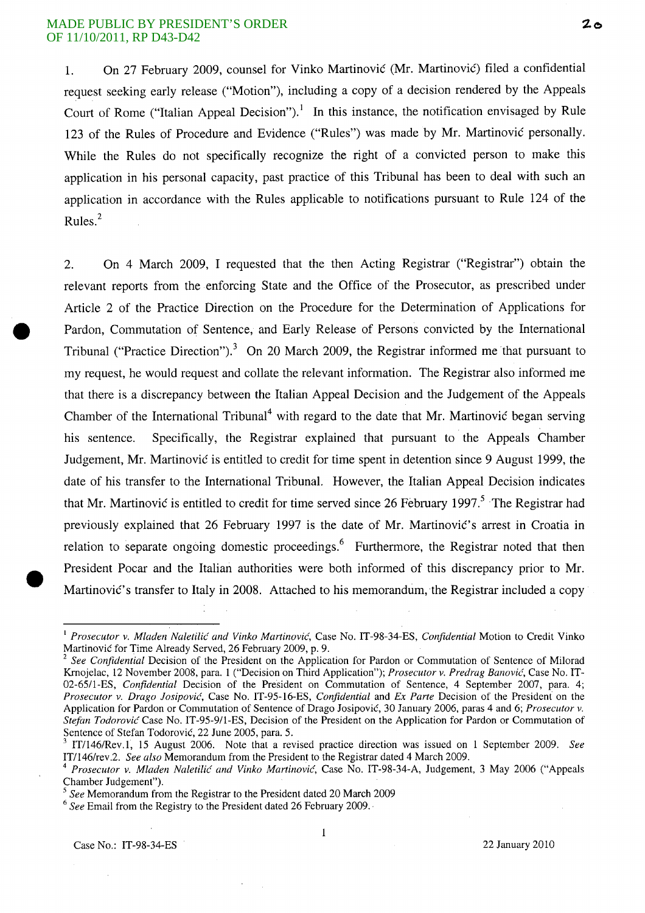1. On 27 February 2009, counsel for Vinko Martinović (Mr. Martinović) filed a confidential request seeking early release ("Motion"), including a copy of a decision rendered by the Appeals Court of Rome ("Italian Appeal Decision").[1] In this instance, the notification envisaged by Rule 123 of the Rules of Procedure and Evidence ("Rules") was made by Mr. Martinović personally. While the Rules do not specifically recognize the right of a convicted person to make this application in his personal capacity, past practice of this Tribunal has been to deal with such an application in accordance with the Rules applicable to notifications pursuant to Rule 124 of the Rules.[2]

2. On 4 March 2009, I requested that the then Acting Registrar ("Registrar") obtain the relevant reports from the enforcing State and the Office of the Prosecutor, as prescribed under Article 2 of the Practice Direction on the Procedure for the Determination of Applications for Pardon, Commutation of Sentence, and Early Release of Persons convicted by the International Tribunal ("Practice Direction").[3] On 20 March 2009, the Registrar informed me that pursuant to my request, he would request and collate the relevant information. The Registrar also informed me that there is a discrepancy between the Italian Appeal Decision and the Judgement of the Appeals Chamber of the International Tribunal[4] with regard to the date that Mr. Martinović began serving his sentence. Specifically, the Registrar explained that pursuant to the Appeals Chamber Judgement, Mr. Martinović is entitled to credit for time spent in detention since 9 August 1999, the date of his transfer to the International Tribunal. However, the Italian Appeal Decision indicates that Mr. Martinović is entitled to credit for time served since 26 February 1997.[5] The Registrar had previously explained that 26 February 1997 is the date of Mr. Martinović's arrest in Croatia in relation to separate ongoing domestic proceedings.[6] Furthermore, the Registrar noted that then President Pocar and the Italian authorities were both informed of this discrepancy prior to Mr. Martinović's transfer to Italy in 2008. Attached to his memorandum, the Registrar included a copy

---

[1] *Prosecutor v. Mladen Naletilić and Vinko Martinović*, Case No. IT-98-34-ES, *Confidential* Motion to Credit Vinko Martinović for Time Already Served, 26 February 2009, p. 9.

[2] *See Confidential* Decision of the President on the Application for Pardon or Commutation of Sentence of Milorad Krnojelac, 12 November 2008, para. 1 ("Decision on Third Application"); *Prosecutor v. Predrag Banović*, Case No. IT-02-65/1-ES, *Confidential* Decision of the President on Commutation of Sentence, 4 September 2007, para. 4; *Prosecutor v. Drago Josipović*, Case No. IT-95-16-ES, *Confidential* and *Ex Parte* Decision of the President on the Application for Pardon or Commutation of Sentence of Drago Josipović, 30 January 2006, paras 4 and 6; *Prosecutor v. Stefan Todorović* Case No. IT-95-9/1-ES, Decision of the President on the Application for Pardon or Commutation of Sentence of Stefan Todorović, 22 June 2005, para. 5.

[3] IT/146/Rev.1, 15 August 2006. Note that a revised practice direction was issued on 1 September 2009. *See* IT/146/rev.2. *See also* Memorandum from the President to the Registrar dated 4 March 2009.

[4] *Prosecutor v. Mladen Naletilić and Vinko Martinović*, Case No. IT-98-34-A, Judgement, 3 May 2006 ("Appeals Chamber Judgement").

[5] *See* Memorandum from the Registrar to the President dated 20 March 2009

[6] *See* Email from the Registry to the President dated 26 February 2009.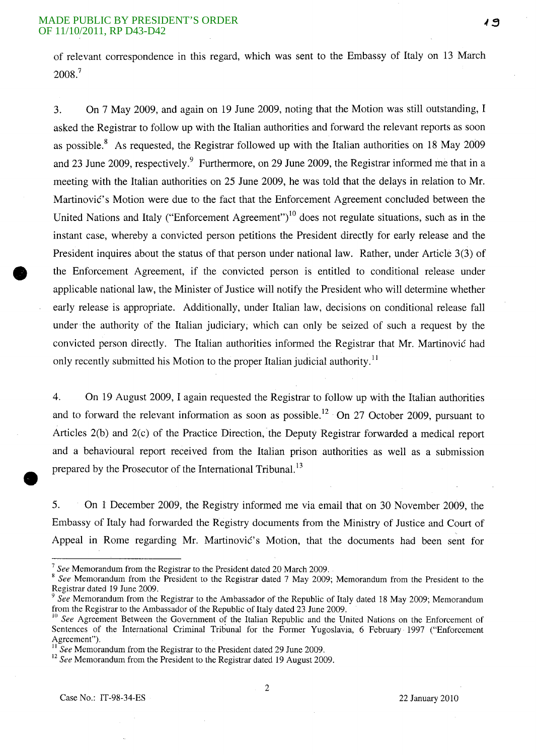of relevant correspondence in this regard, which was sent to the Embassy of Italy on 13 March 2008.[7]

3. On 7 May 2009, and again on 19 June 2009, noting that the Motion was still outstanding, I asked the Registrar to follow up with the Italian authorities and forward the relevant reports as soon as possible.[8] As requested, the Registrar followed up with the Italian authorities on 18 May 2009 and 23 June 2009, respectively.[9] Furthermore, on 29 June 2009, the Registrar informed me that in a meeting with the Italian authorities on 25 June 2009, he was told that the delays in relation to Mr. Martinović's Motion were due to the fact that the Enforcement Agreement concluded between the United Nations and Italy ("Enforcement Agreement")[10] does not regulate situations, such as in the instant case, whereby a convicted person petitions the President directly for early release and the President inquires about the status of that person under national law. Rather, under Article 3(3) of the Enforcement Agreement, if the convicted person is entitled to conditional release under applicable national law, the Minister of Justice will notify the President who will determine whether early release is appropriate. Additionally, under Italian law, decisions on conditional release fall under the authority of the Italian judiciary, which can only be seized of such a request by the convicted person directly. The Italian authorities informed the Registrar that Mr. Martinović had only recently submitted his Motion to the proper Italian judicial authority.[11]

4. On 19 August 2009, I again requested the Registrar to follow up with the Italian authorities and to forward the relevant information as soon as possible.[12] On 27 October 2009, pursuant to Articles 2(b) and 2(c) of the Practice Direction, the Deputy Registrar forwarded a medical report and a behavioural report received from the Italian prison authorities as well as a submission prepared by the Prosecutor of the International Tribunal.[13]

5. On 1 December 2009, the Registry informed me via email that on 30 November 2009, the Embassy of Italy had forwarded the Registry documents from the Ministry of Justice and Court of Appeal in Rome regarding Mr. Martinović's Motion, that the documents had been sent for

---

[7] *See* Memorandum from the Registrar to the President dated 20 March 2009.

[8] *See* Memorandum from the President to the Registrar dated 7 May 2009; Memorandum from the President to the Registrar dated 19 June 2009.

[9] *See* Memorandum from the Registrar to the Ambassador of the Republic of Italy dated 18 May 2009; Memorandum from the Registrar to the Ambassador of the Republic of Italy dated 23 June 2009.

[10] *See* Agreement Between the Government of the Italian Republic and the United Nations on the Enforcement of Sentences of the International Criminal Tribunal for the Former Yugoslavia, 6 February 1997 ("Enforcement Agreement").

[11] *See* Memorandum from the Registrar to the President dated 29 June 2009.

[12] *See* Memorandum from the President to the Registrar dated 19 August 2009.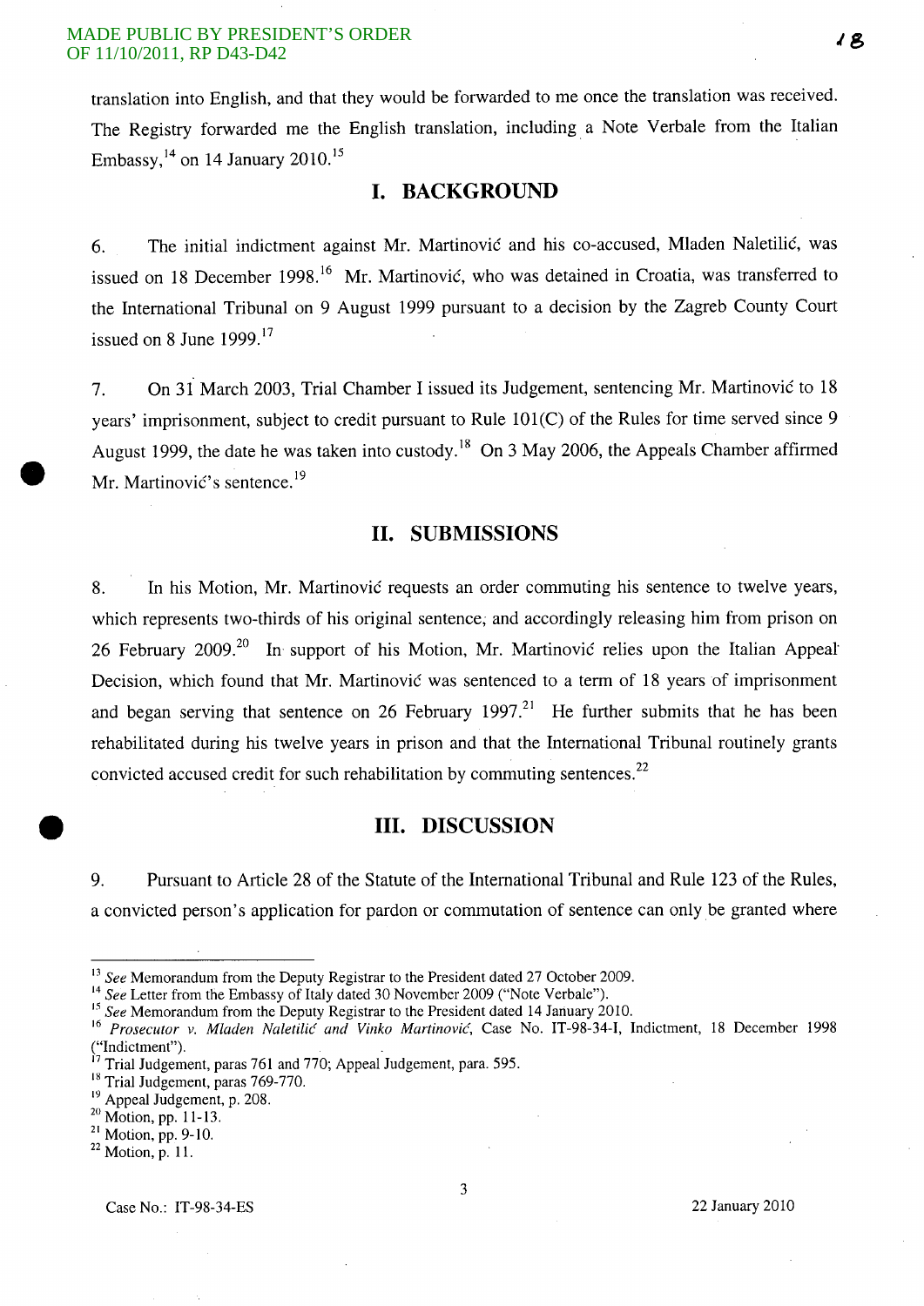translation into English, and that they would be forwarded to me once the translation was received. The Registry forwarded me the English translation, including a Note Verbale from the Italian Embassy,[14] on 14 January 2010.[15]

## I. BACKGROUND

6. The initial indictment against Mr. Martinović and his co-accused, Mladen Naletilić, was issued on 18 December 1998.[16] Mr. Martinović, who was detained in Croatia, was transferred to the International Tribunal on 9 August 1999 pursuant to a decision by the Zagreb County Court issued on 8 June 1999.[17]

7. On 31 March 2003, Trial Chamber I issued its Judgement, sentencing Mr. Martinović to 18 years' imprisonment, subject to credit pursuant to Rule 101(C) of the Rules for time served since 9 August 1999, the date he was taken into custody.[18] On 3 May 2006, the Appeals Chamber affirmed Mr. Martinović's sentence.[19]

## II. SUBMISSIONS

8. In his Motion, Mr. Martinović requests an order commuting his sentence to twelve years, which represents two-thirds of his original sentence, and accordingly releasing him from prison on 26 February 2009.[20] In support of his Motion, Mr. Martinović relies upon the Italian Appeal Decision, which found that Mr. Martinović was sentenced to a term of 18 years of imprisonment and began serving that sentence on 26 February 1997.[21] He further submits that he has been rehabilitated during his twelve years in prison and that the International Tribunal routinely grants convicted accused credit for such rehabilitation by commuting sentences.[22]

## III. DISCUSSION

9. Pursuant to Article 28 of the Statute of the International Tribunal and Rule 123 of the Rules, a convicted person's application for pardon or commutation of sentence can only be granted where

---

[13] *See* Memorandum from the Deputy Registrar to the President dated 27 October 2009.

[14] *See* Letter from the Embassy of Italy dated 30 November 2009 ("Note Verbale").

[15] *See* Memorandum from the Deputy Registrar to the President dated 14 January 2010.

[16] *Prosecutor v. Mladen Naletilić and Vinko Martinović*, Case No. IT-98-34-I, Indictment, 18 December 1998 ("Indictment").

[17] Trial Judgement, paras 761 and 770; Appeal Judgement, para. 595.

[18] Trial Judgement, paras 769-770.

[19] Appeal Judgement, p. 208.

[20] Motion, pp. 11-13.

[21] Motion, pp. 9-10.

[22] Motion, p. 11.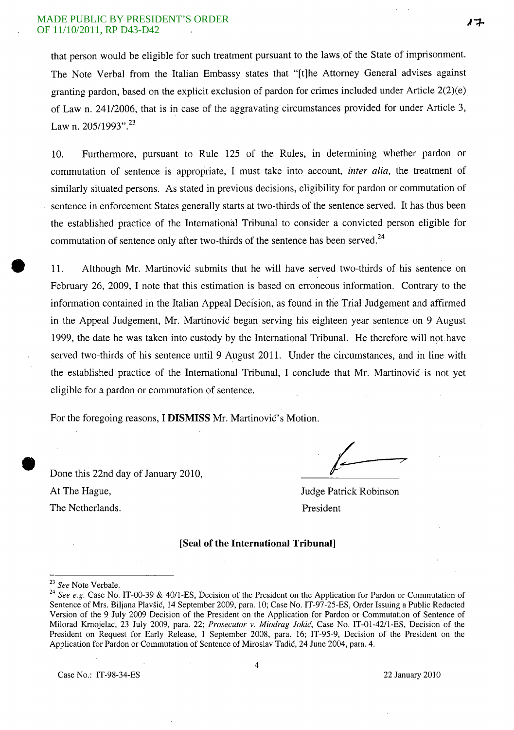that person would be eligible for such treatment pursuant to the laws of the State of imprisonment. The Note Verbal from the Italian Embassy states that "[t]he Attorney General advises against granting pardon, based on the explicit exclusion of pardon for crimes included under Article 2(2)(e) of Law n. 241/2006, that is in case of the aggravating circumstances provided for under Article 3, Law n. 205/1993".[23]

10. Furthermore, pursuant to Rule 125 of the Rules, in determining whether pardon or commutation of sentence is appropriate, I must take into account, *inter alia*, the treatment of similarly situated persons. As stated in previous decisions, eligibility for pardon or commutation of sentence in enforcement States generally starts at two-thirds of the sentence served. It has thus been the established practice of the International Tribunal to consider a convicted person eligible for commutation of sentence only after two-thirds of the sentence has been served.[24]

11. Although Mr. Martinović submits that he will have served two-thirds of his sentence on February 26, 2009, I note that this estimation is based on erroneous information. Contrary to the information contained in the Italian Appeal Decision, as found in the Trial Judgement and affirmed in the Appeal Judgement, Mr. Martinović began serving his eighteen year sentence on 9 August 1999, the date he was taken into custody by the International Tribunal. He therefore will not have served two-thirds of his sentence until 9 August 2011. Under the circumstances, and in line with the established practice of the International Tribunal, I conclude that Mr. Martinović is not yet eligible for a pardon or commutation of sentence.

For the foregoing reasons, I **DISMISS** Mr. Martinović's Motion.

Done this 22nd day of January 2010,
At The Hague,
The Netherlands.

Judge Patrick Robinson
President

**[Seal of the International Tribunal]**

---

[23] *See* Note Verbale.

[24] *See e.g.* Case No. IT-00-39 & 40/1-ES, Decision of the President on the Application for Pardon or Commutation of Sentence of Mrs. Biljana Plavšić, 14 September 2009, para. 10; Case No. IT-97-25-ES, Order Issuing a Public Redacted Version of the 9 July 2009 Decision of the President on the Application for Pardon or Commutation of Sentence of Milorad Krnojelac, 23 July 2009, para. 22; *Prosecutor v. Miodrag Jokić*, Case No. IT-01-42/1-ES, Decision of the President on Request for Early Release, 1 September 2008, para. 16; IT-95-9, Decision of the President on the Application for Pardon or Commutation of Sentence of Miroslav Tadić, 24 June 2004, para. 4.